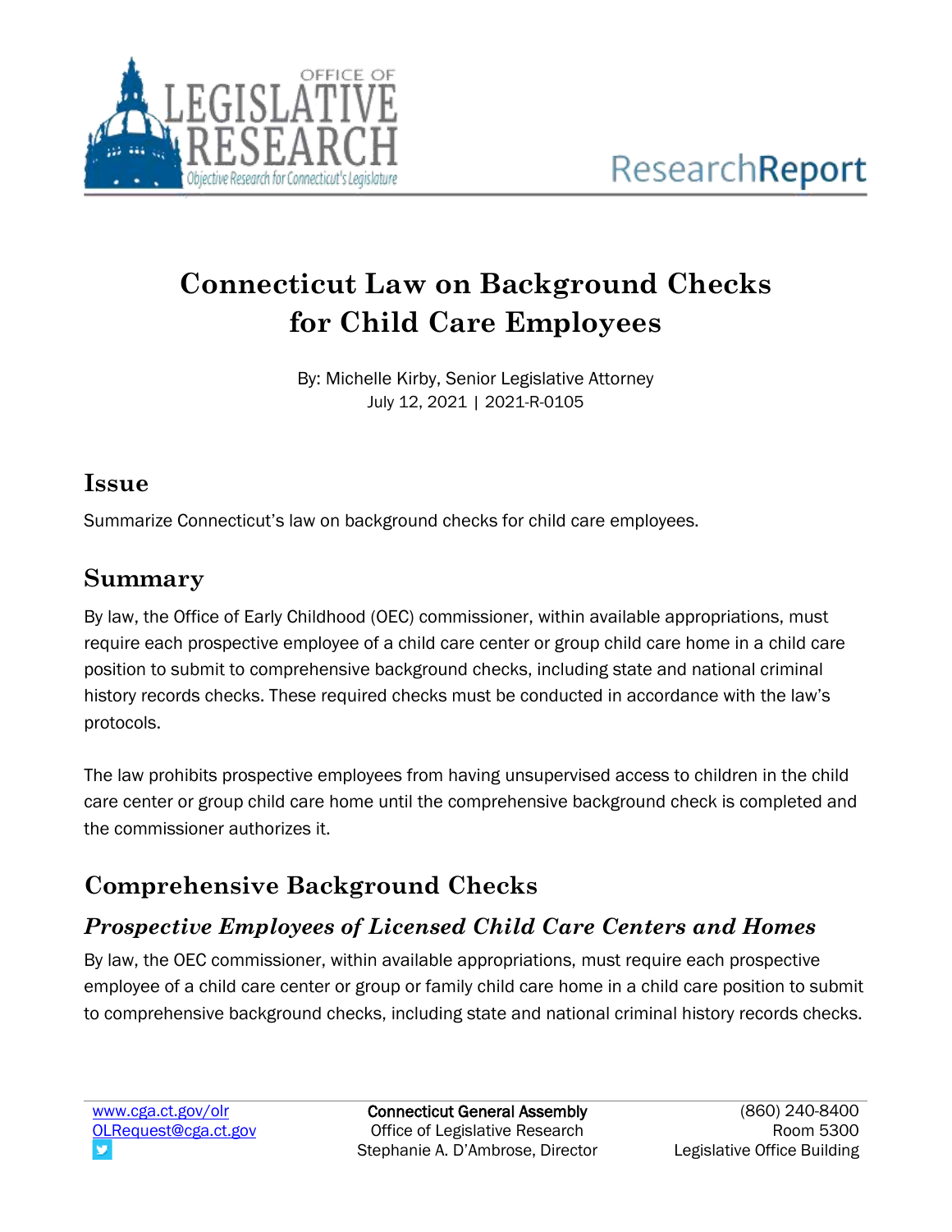# Connecticut Law on Background Checks for Child Care Employees

By: Michelle Kirby, Senior Legislative Attorney
July 12, 2021 | 2021-R-0105

## Issue

Summarize Connecticut's law on background checks for child care employees.

## Summary

By law, the Office of Early Childhood (OEC) commissioner, within available appropriations, must require each prospective employee of a child care center or group child care home in a child care position to submit to comprehensive background checks, including state and national criminal history records checks. These required checks must be conducted in accordance with the law's protocols.

The law prohibits prospective employees from having unsupervised access to children in the child care center or group child care home until the comprehensive background check is completed and the commissioner authorizes it.

## Comprehensive Background Checks

### *Prospective Employees of Licensed Child Care Centers and Homes*

By law, the OEC commissioner, within available appropriations, must require each prospective employee of a child care center or group or family child care home in a child care position to submit to comprehensive background checks, including state and national criminal history records checks.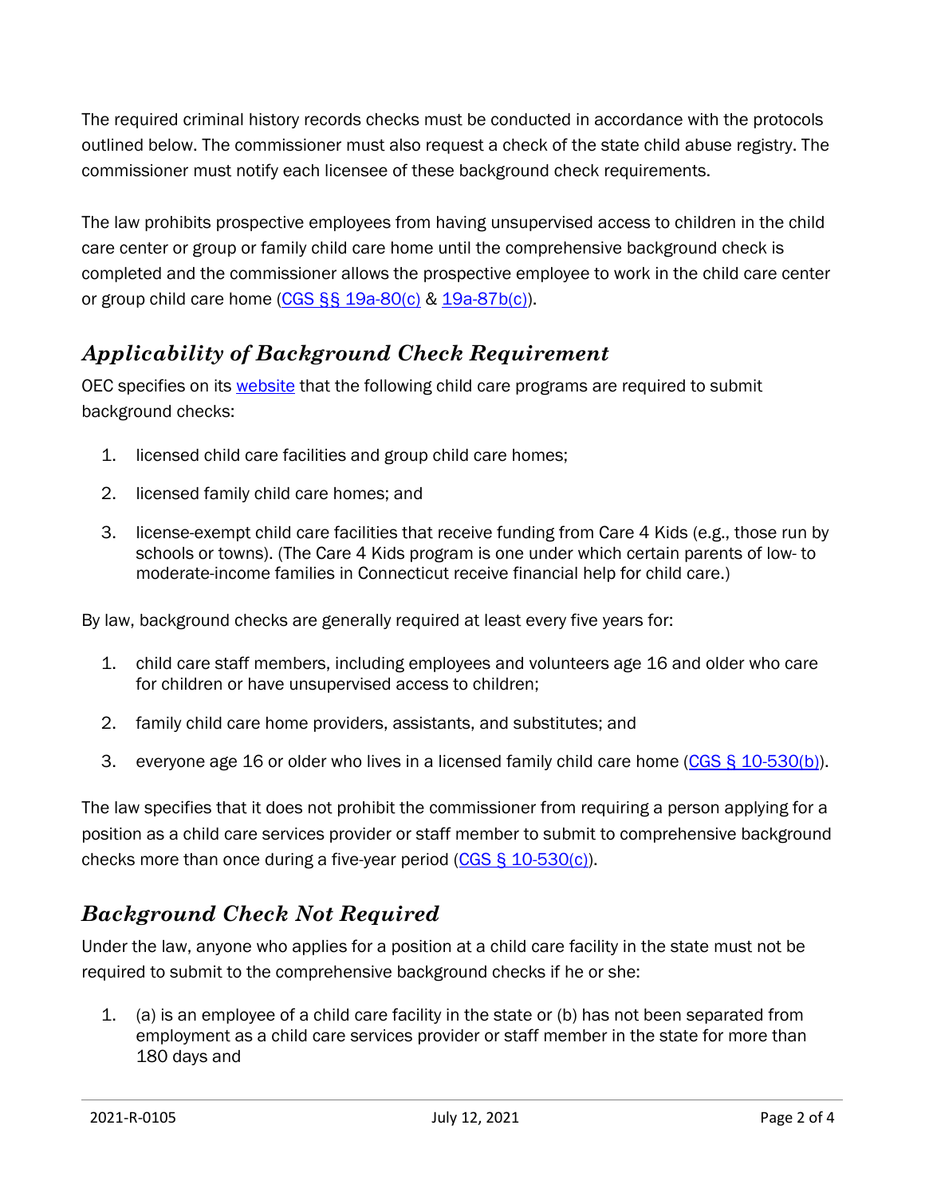The required criminal history records checks must be conducted in accordance with the protocols outlined below. The commissioner must also request a check of the state child abuse registry. The commissioner must notify each licensee of these background check requirements.

The law prohibits prospective employees from having unsupervised access to children in the child care center or group or family child care home until the comprehensive background check is completed and the commissioner allows the prospective employee to work in the child care center or group child care home (CGS §§ 19a-80(c) & 19a-87b(c)).

## *Applicability of Background Check Requirement*

OEC specifies on its website that the following child care programs are required to submit background checks:

1. licensed child care facilities and group child care homes;
2. licensed family child care homes; and
3. license-exempt child care facilities that receive funding from Care 4 Kids (e.g., those run by schools or towns). (The Care 4 Kids program is one under which certain parents of low- to moderate-income families in Connecticut receive financial help for child care.)

By law, background checks are generally required at least every five years for:

1. child care staff members, including employees and volunteers age 16 and older who care for children or have unsupervised access to children;
2. family child care home providers, assistants, and substitutes; and
3. everyone age 16 or older who lives in a licensed family child care home (CGS § 10-530(b)).

The law specifies that it does not prohibit the commissioner from requiring a person applying for a position as a child care services provider or staff member to submit to comprehensive background checks more than once during a five-year period (CGS § 10-530(c)).

## *Background Check Not Required*

Under the law, anyone who applies for a position at a child care facility in the state must not be required to submit to the comprehensive background checks if he or she:

1. (a) is an employee of a child care facility in the state or (b) has not been separated from employment as a child care services provider or staff member in the state for more than 180 days and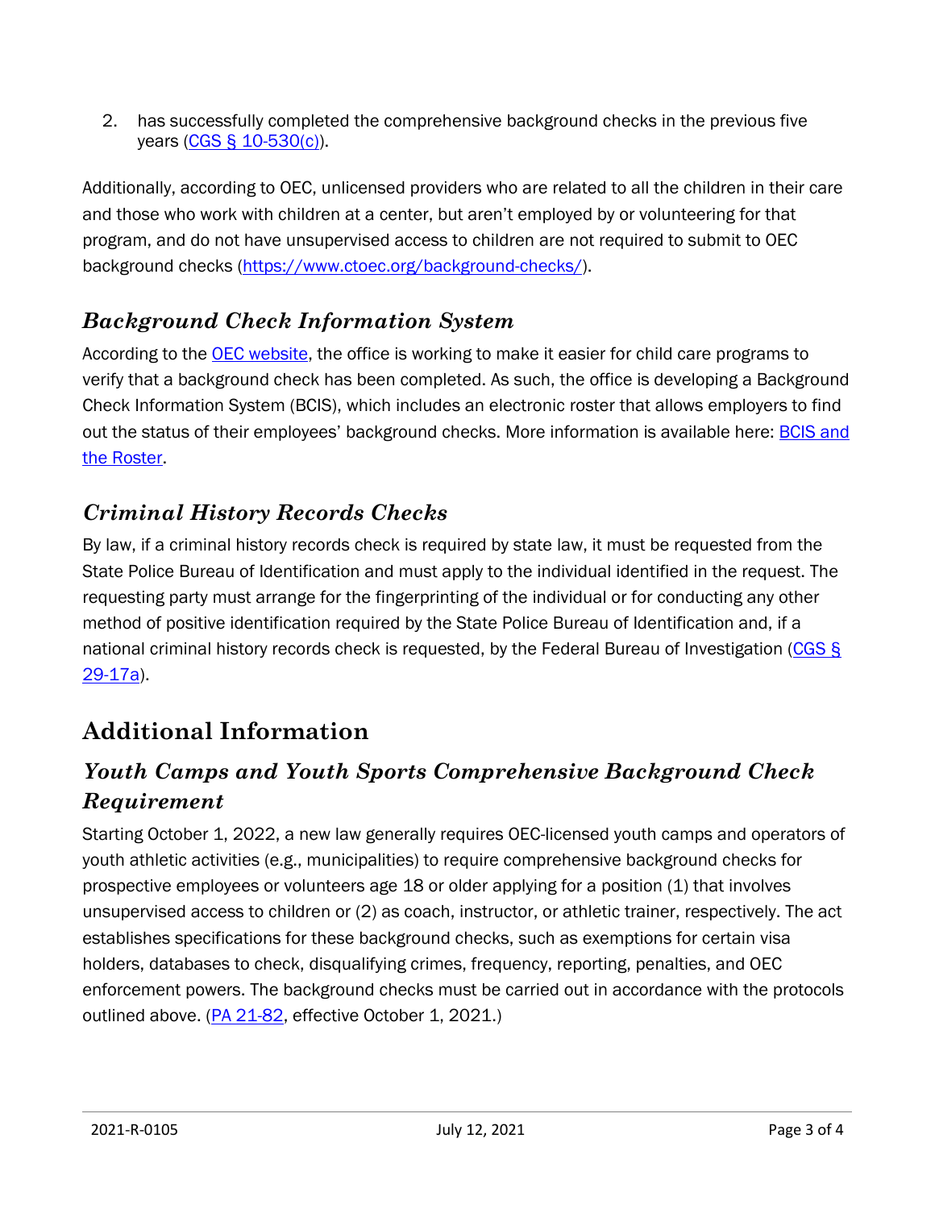2. has successfully completed the comprehensive background checks in the previous five years (CGS § 10-530(c)).

Additionally, according to OEC, unlicensed providers who are related to all the children in their care and those who work with children at a center, but aren't employed by or volunteering for that program, and do not have unsupervised access to children are not required to submit to OEC background checks (https://www.ctoec.org/background-checks/).

### Background Check Information System

According to the OEC website, the office is working to make it easier for child care programs to verify that a background check has been completed. As such, the office is developing a Background Check Information System (BCIS), which includes an electronic roster that allows employers to find out the status of their employees' background checks. More information is available here: BCIS and the Roster.

### Criminal History Records Checks

By law, if a criminal history records check is required by state law, it must be requested from the State Police Bureau of Identification and must apply to the individual identified in the request. The requesting party must arrange for the fingerprinting of the individual or for conducting any other method of positive identification required by the State Police Bureau of Identification and, if a national criminal history records check is requested, by the Federal Bureau of Investigation (CGS § 29-17a).

## Additional Information

### Youth Camps and Youth Sports Comprehensive Background Check Requirement

Starting October 1, 2022, a new law generally requires OEC-licensed youth camps and operators of youth athletic activities (e.g., municipalities) to require comprehensive background checks for prospective employees or volunteers age 18 or older applying for a position (1) that involves unsupervised access to children or (2) as coach, instructor, or athletic trainer, respectively. The act establishes specifications for these background checks, such as exemptions for certain visa holders, databases to check, disqualifying crimes, frequency, reporting, penalties, and OEC enforcement powers. The background checks must be carried out in accordance with the protocols outlined above. (PA 21-82, effective October 1, 2021.)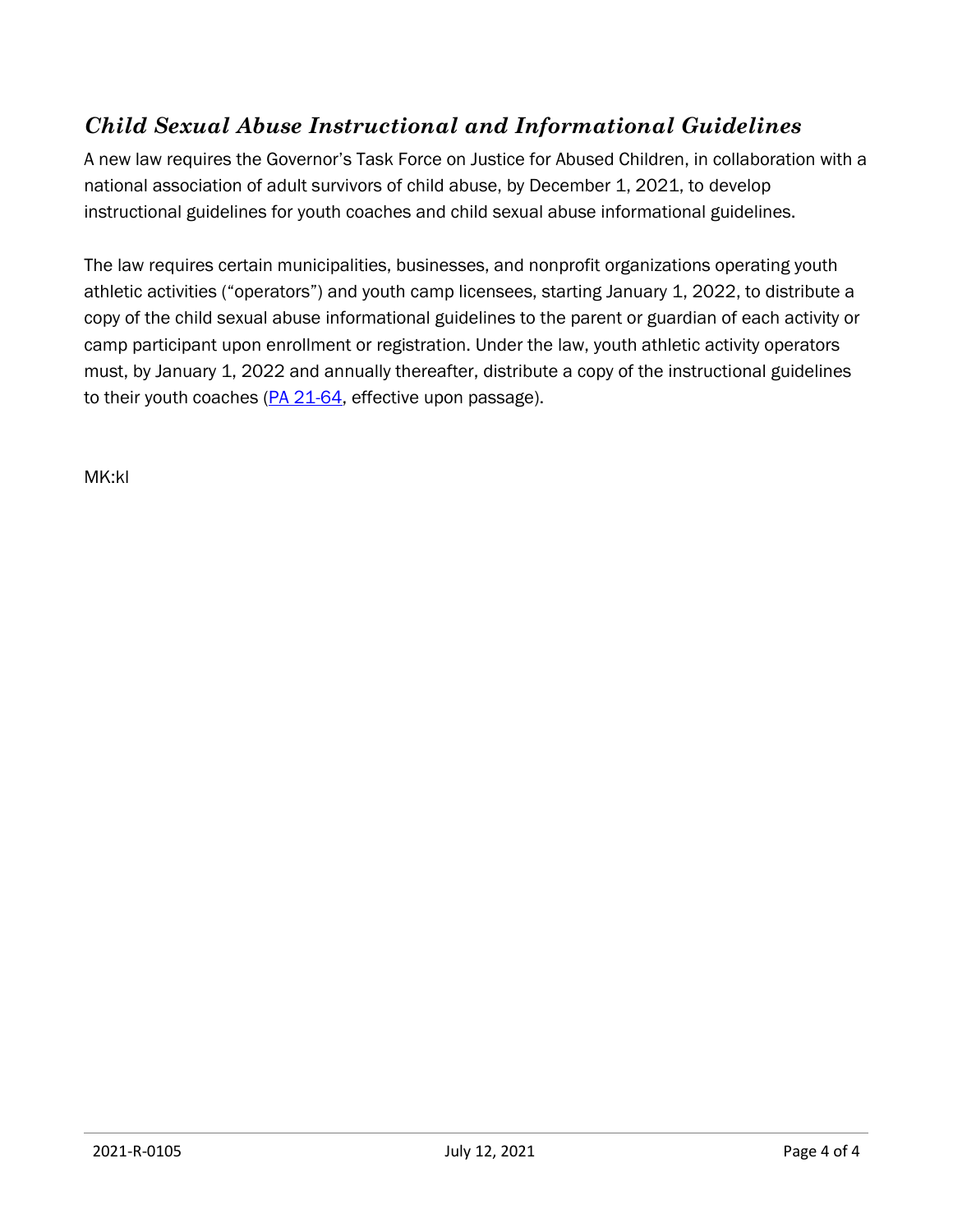## *Child Sexual Abuse Instructional and Informational Guidelines*

A new law requires the Governor's Task Force on Justice for Abused Children, in collaboration with a national association of adult survivors of child abuse, by December 1, 2021, to develop instructional guidelines for youth coaches and child sexual abuse informational guidelines.

The law requires certain municipalities, businesses, and nonprofit organizations operating youth athletic activities ("operators") and youth camp licensees, starting January 1, 2022, to distribute a copy of the child sexual abuse informational guidelines to the parent or guardian of each activity or camp participant upon enrollment or registration. Under the law, youth athletic activity operators must, by January 1, 2022 and annually thereafter, distribute a copy of the instructional guidelines to their youth coaches (PA 21-64, effective upon passage).

MK:kl